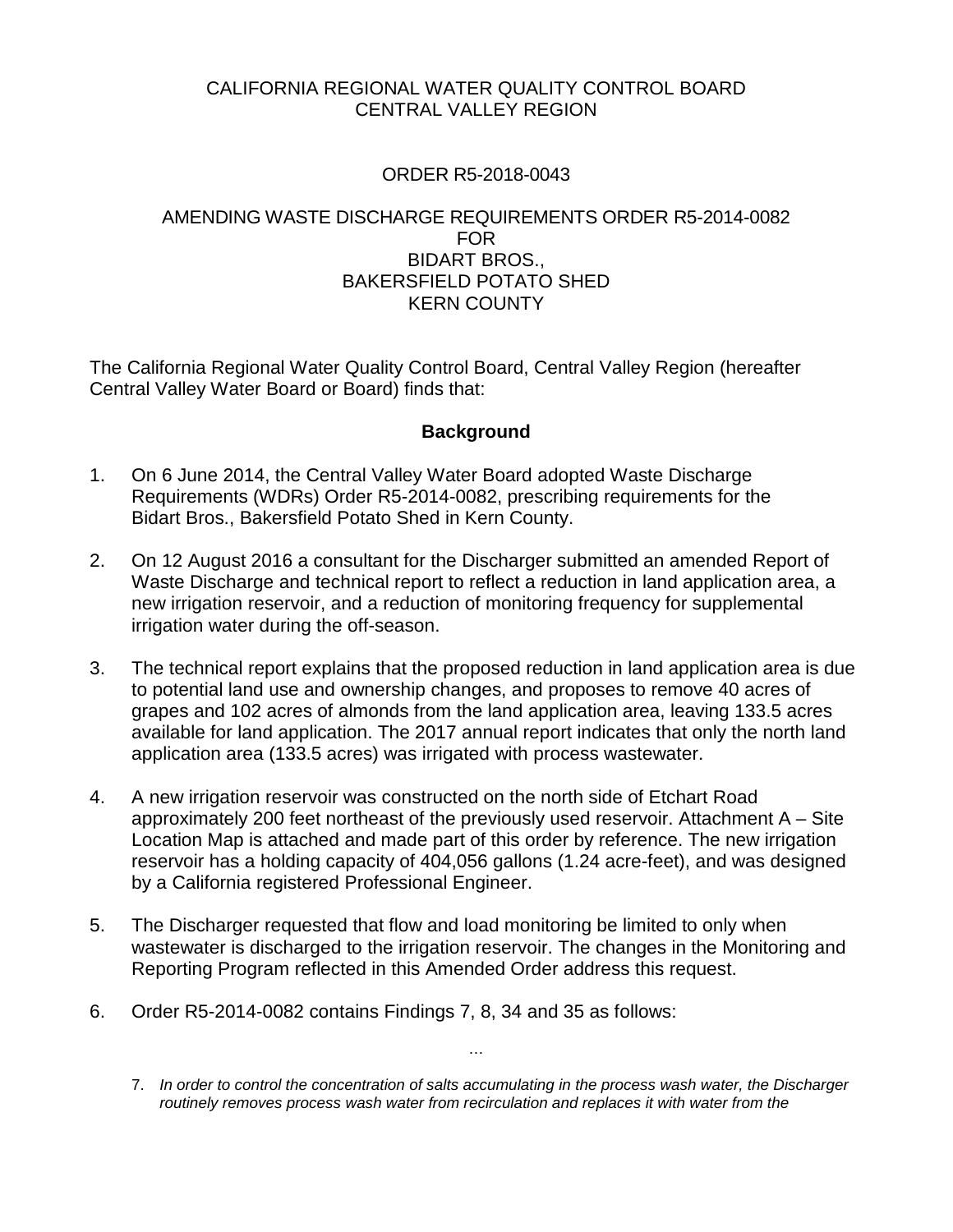CALIFORNIA REGIONAL WATER QUALITY CONTROL BOARD
CENTRAL VALLEY REGION

ORDER R5-2018-0043

AMENDING WASTE DISCHARGE REQUIREMENTS ORDER R5-2014-0082
FOR
BIDART BROS.,
BAKERSFIELD POTATO SHED
KERN COUNTY

The California Regional Water Quality Control Board, Central Valley Region (hereafter Central Valley Water Board or Board) finds that:

## Background

1. On 6 June 2014, the Central Valley Water Board adopted Waste Discharge Requirements (WDRs) Order R5-2014-0082, prescribing requirements for the Bidart Bros., Bakersfield Potato Shed in Kern County.

2. On 12 August 2016 a consultant for the Discharger submitted an amended Report of Waste Discharge and technical report to reflect a reduction in land application area, a new irrigation reservoir, and a reduction of monitoring frequency for supplemental irrigation water during the off-season.

3. The technical report explains that the proposed reduction in land application area is due to potential land use and ownership changes, and proposes to remove 40 acres of grapes and 102 acres of almonds from the land application area, leaving 133.5 acres available for land application. The 2017 annual report indicates that only the north land application area (133.5 acres) was irrigated with process wastewater.

4. A new irrigation reservoir was constructed on the north side of Etchart Road approximately 200 feet northeast of the previously used reservoir. Attachment A – Site Location Map is attached and made part of this order by reference. The new irrigation reservoir has a holding capacity of 404,056 gallons (1.24 acre-feet), and was designed by a California registered Professional Engineer.

5. The Discharger requested that flow and load monitoring be limited to only when wastewater is discharged to the irrigation reservoir. The changes in the Monitoring and Reporting Program reflected in this Amended Order address this request.

6. Order R5-2014-0082 contains Findings 7, 8, 34 and 35 as follows:

...

7. *In order to control the concentration of salts accumulating in the process wash water, the Discharger routinely removes process wash water from recirculation and replaces it with water from the*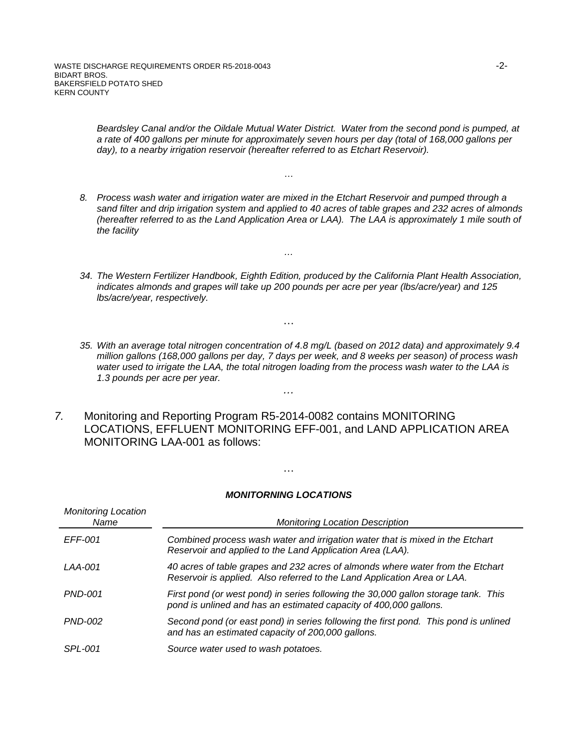*Beardsley Canal and/or the Oildale Mutual Water District. Water from the second pond is pumped, at a rate of 400 gallons per minute for approximately seven hours per day (total of 168,000 gallons per day), to a nearby irrigation reservoir (hereafter referred to as Etchart Reservoir).*

…

*8. Process wash water and irrigation water are mixed in the Etchart Reservoir and pumped through a sand filter and drip irrigation system and applied to 40 acres of table grapes and 232 acres of almonds (hereafter referred to as the Land Application Area or LAA). The LAA is approximately 1 mile south of the facility*

…

*34. The Western Fertilizer Handbook, Eighth Edition, produced by the California Plant Health Association, indicates almonds and grapes will take up 200 pounds per acre per year (lbs/acre/year) and 125 lbs/acre/year, respectively.*

…

*35. With an average total nitrogen concentration of 4.8 mg/L (based on 2012 data) and approximately 9.4 million gallons (168,000 gallons per day, 7 days per week, and 8 weeks per season) of process wash water used to irrigate the LAA, the total nitrogen loading from the process wash water to the LAA is 1.3 pounds per acre per year.*

…

7. Monitoring and Reporting Program R5-2014-0082 contains MONITORING LOCATIONS, EFFLUENT MONITORING EFF-001, and LAND APPLICATION AREA MONITORING LAA-001 as follows:

…

***MONITORNING LOCATIONS***

| *Monitoring Location Name* | *Monitoring Location Description* |
|---|---|
| *EFF-001* | *Combined process wash water and irrigation water that is mixed in the Etchart Reservoir and applied to the Land Application Area (LAA).* |
| *LAA-001* | *40 acres of table grapes and 232 acres of almonds where water from the Etchart Reservoir is applied. Also referred to the Land Application Area or LAA.* |
| *PND-001* | *First pond (or west pond) in series following the 30,000 gallon storage tank. This pond is unlined and has an estimated capacity of 400,000 gallons.* |
| *PND-002* | *Second pond (or east pond) in series following the first pond. This pond is unlined and has an estimated capacity of 200,000 gallons.* |
| *SPL-001* | *Source water used to wash potatoes.* |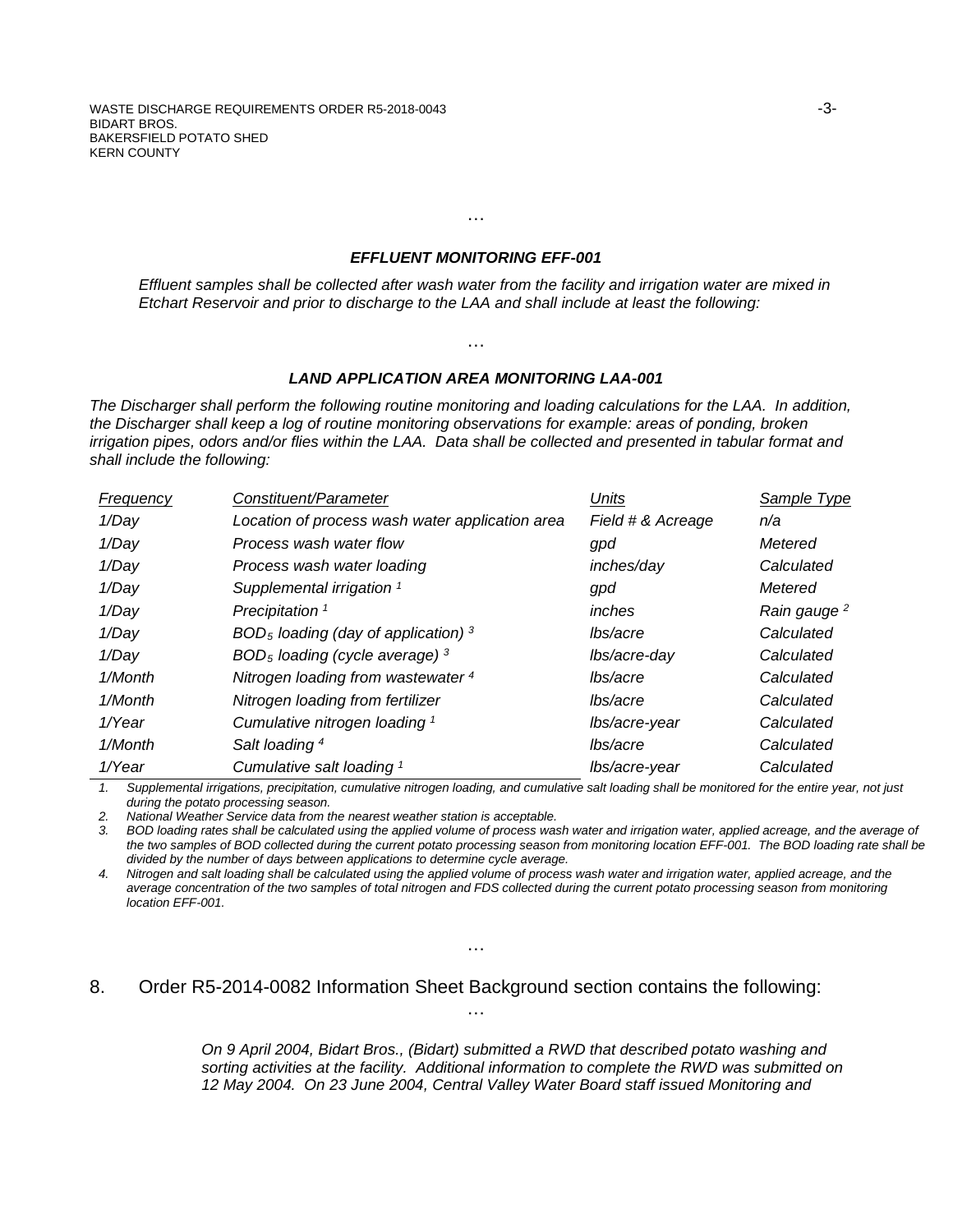…

***EFFLUENT MONITORING EFF-001***

*Effluent samples shall be collected after wash water from the facility and irrigation water are mixed in Etchart Reservoir and prior to discharge to the LAA and shall include at least the following:*

…

***LAND APPLICATION AREA MONITORING LAA-001***

*The Discharger shall perform the following routine monitoring and loading calculations for the LAA. In addition, the Discharger shall keep a log of routine monitoring observations for example: areas of ponding, broken irrigation pipes, odors and/or flies within the LAA. Data shall be collected and presented in tabular format and shall include the following:*

| *Frequency* | *Constituent/Parameter* | *Units* | *Sample Type* |
|---|---|---|---|
| *1/Day* | *Location of process wash water application area* | *Field # & Acreage* | *n/a* |
| *1/Day* | *Process wash water flow* | *gpd* | *Metered* |
| *1/Day* | *Process wash water loading* | *inches/day* | *Calculated* |
| *1/Day* | *Supplemental irrigation* [1] | *gpd* | *Metered* |
| *1/Day* | *Precipitation* [1] | *inches* | *Rain gauge* [2] |
| *1/Day* | *$BOD_5$ loading (day of application)* [3] | *lbs/acre* | *Calculated* |
| *1/Day* | *$BOD_5$ loading (cycle average)* [3] | *lbs/acre-day* | *Calculated* |
| *1/Month* | *Nitrogen loading from wastewater* [4] | *lbs/acre* | *Calculated* |
| *1/Month* | *Nitrogen loading from fertilizer* | *lbs/acre* | *Calculated* |
| *1/Year* | *Cumulative nitrogen loading* [1] | *lbs/acre-year* | *Calculated* |
| *1/Month* | *Salt loading* [4] | *lbs/acre* | *Calculated* |
| *1/Year* | *Cumulative salt loading* [1] | *lbs/acre-year* | *Calculated* |

1. *Supplemental irrigations, precipitation, cumulative nitrogen loading, and cumulative salt loading shall be monitored for the entire year, not just during the potato processing season.*
2. *National Weather Service data from the nearest weather station is acceptable.*
3. *BOD loading rates shall be calculated using the applied volume of process wash water and irrigation water, applied acreage, and the average of the two samples of BOD collected during the current potato processing season from monitoring location EFF-001. The BOD loading rate shall be divided by the number of days between applications to determine cycle average.*
4. *Nitrogen and salt loading shall be calculated using the applied volume of process wash water and irrigation water, applied acreage, and the average concentration of the two samples of total nitrogen and FDS collected during the current potato processing season from monitoring location EFF-001.*

…

8. Order R5-2014-0082 Information Sheet Background section contains the following:

…

> *On 9 April 2004, Bidart Bros., (Bidart) submitted a RWD that described potato washing and sorting activities at the facility. Additional information to complete the RWD was submitted on 12 May 2004. On 23 June 2004, Central Valley Water Board staff issued Monitoring and*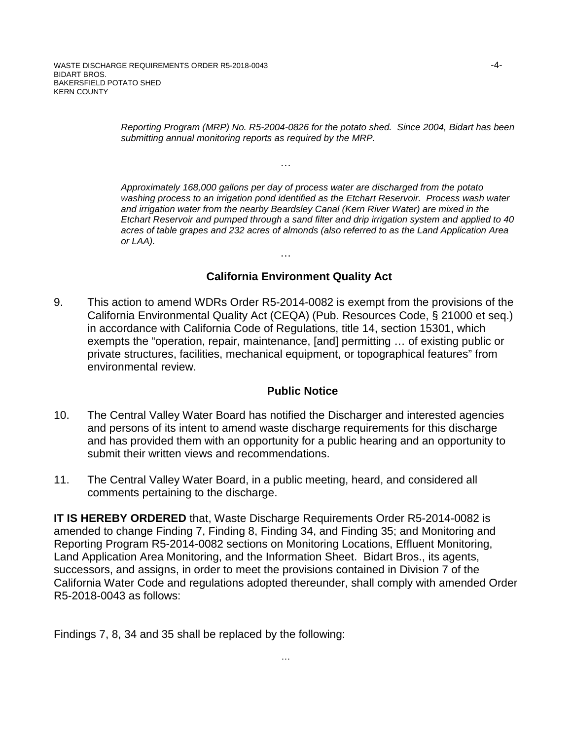*Reporting Program (MRP) No. R5-2004-0826 for the potato shed. Since 2004, Bidart has been submitting annual monitoring reports as required by the MRP.*

…

*Approximately 168,000 gallons per day of process water are discharged from the potato washing process to an irrigation pond identified as the Etchart Reservoir. Process wash water and irrigation water from the nearby Beardsley Canal (Kern River Water) are mixed in the Etchart Reservoir and pumped through a sand filter and drip irrigation system and applied to 40 acres of table grapes and 232 acres of almonds (also referred to as the Land Application Area or LAA).*

…

## California Environment Quality Act

9. This action to amend WDRs Order R5-2014-0082 is exempt from the provisions of the California Environmental Quality Act (CEQA) (Pub. Resources Code, § 21000 et seq.) in accordance with California Code of Regulations, title 14, section 15301, which exempts the "operation, repair, maintenance, [and] permitting … of existing public or private structures, facilities, mechanical equipment, or topographical features" from environmental review.

## Public Notice

10. The Central Valley Water Board has notified the Discharger and interested agencies and persons of its intent to amend waste discharge requirements for this discharge and has provided them with an opportunity for a public hearing and an opportunity to submit their written views and recommendations.

11. The Central Valley Water Board, in a public meeting, heard, and considered all comments pertaining to the discharge.

**IT IS HEREBY ORDERED** that, Waste Discharge Requirements Order R5-2014-0082 is amended to change Finding 7, Finding 8, Finding 34, and Finding 35; and Monitoring and Reporting Program R5-2014-0082 sections on Monitoring Locations, Effluent Monitoring, Land Application Area Monitoring, and the Information Sheet. Bidart Bros., its agents, successors, and assigns, in order to meet the provisions contained in Division 7 of the California Water Code and regulations adopted thereunder, shall comply with amended Order R5-2018-0043 as follows:

Findings 7, 8, 34 and 35 shall be replaced by the following:

…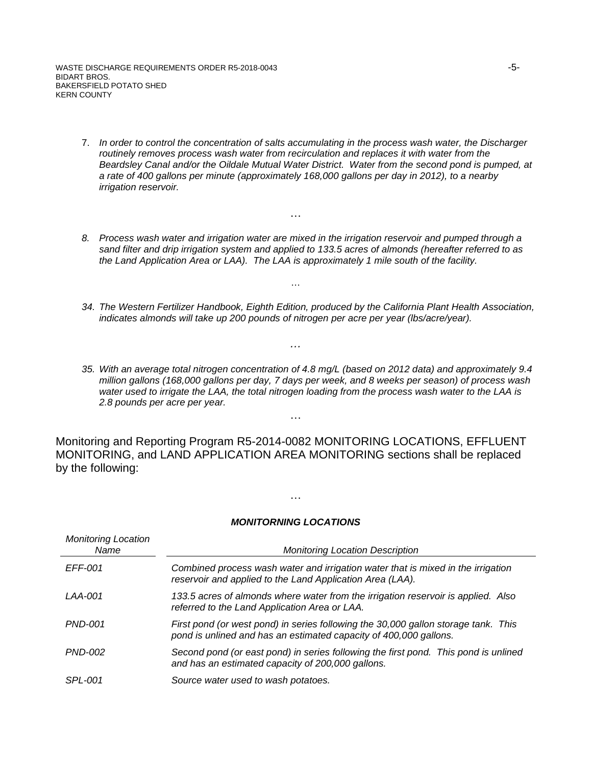7. *In order to control the concentration of salts accumulating in the process wash water, the Discharger routinely removes process wash water from recirculation and replaces it with water from the Beardsley Canal and/or the Oildale Mutual Water District. Water from the second pond is pumped, at a rate of 400 gallons per minute (approximately 168,000 gallons per day in 2012), to a nearby irrigation reservoir.*

…

8. *Process wash water and irrigation water are mixed in the irrigation reservoir and pumped through a sand filter and drip irrigation system and applied to 133.5 acres of almonds (hereafter referred to as the Land Application Area or LAA). The LAA is approximately 1 mile south of the facility.*

…

34. *The Western Fertilizer Handbook, Eighth Edition, produced by the California Plant Health Association, indicates almonds will take up 200 pounds of nitrogen per acre per year (lbs/acre/year).*

…

35. *With an average total nitrogen concentration of 4.8 mg/L (based on 2012 data) and approximately 9.4 million gallons (168,000 gallons per day, 7 days per week, and 8 weeks per season) of process wash water used to irrigate the LAA, the total nitrogen loading from the process wash water to the LAA is 2.8 pounds per acre per year.*

…

Monitoring and Reporting Program R5-2014-0082 MONITORING LOCATIONS, EFFLUENT MONITORING, and LAND APPLICATION AREA MONITORING sections shall be replaced by the following:

…

***MONITORNING LOCATIONS***

| *Monitoring Location Name* | *Monitoring Location Description* |
|---|---|
| *EFF-001* | *Combined process wash water and irrigation water that is mixed in the irrigation reservoir and applied to the Land Application Area (LAA).* |
| *LAA-001* | *133.5 acres of almonds where water from the irrigation reservoir is applied. Also referred to the Land Application Area or LAA.* |
| *PND-001* | *First pond (or west pond) in series following the 30,000 gallon storage tank. This pond is unlined and has an estimated capacity of 400,000 gallons.* |
| *PND-002* | *Second pond (or east pond) in series following the first pond. This pond is unlined and has an estimated capacity of 200,000 gallons.* |
| *SPL-001* | *Source water used to wash potatoes.* |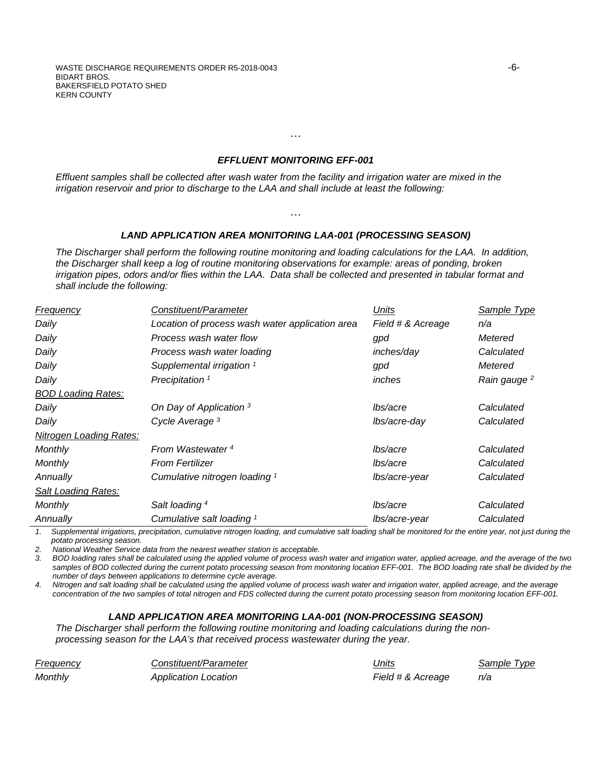…

### *EFFLUENT MONITORING EFF-001*

*Effluent samples shall be collected after wash water from the facility and irrigation water are mixed in the irrigation reservoir and prior to discharge to the LAA and shall include at least the following:*

…

### *LAND APPLICATION AREA MONITORING LAA-001 (PROCESSING SEASON)*

*The Discharger shall perform the following routine monitoring and loading calculations for the LAA. In addition, the Discharger shall keep a log of routine monitoring observations for example: areas of ponding, broken irrigation pipes, odors and/or flies within the LAA. Data shall be collected and presented in tabular format and shall include the following:*

| *Frequency* | *Constituent/Parameter* | *Units* | *Sample Type* |
|---|---|---|---|
| *Daily* | *Location of process wash water application area* | *Field # & Acreage* | *n/a* |
| *Daily* | *Process wash water flow* | *gpd* | *Metered* |
| *Daily* | *Process wash water loading* | *inches/day* | *Calculated* |
| *Daily* | *Supplemental irrigation* [1] | *gpd* | *Metered* |
| *Daily* | *Precipitation* [1] | *inches* | *Rain gauge* [2] |
| *BOD Loading Rates:* | | | |
| *Daily* | *On Day of Application* [3] | *lbs/acre* | *Calculated* |
| *Daily* | *Cycle Average* [3] | *lbs/acre-day* | *Calculated* |
| *Nitrogen Loading Rates:* | | | |
| *Monthly* | *From Wastewater* [4] | *lbs/acre* | *Calculated* |
| *Monthly* | *From Fertilizer* | *lbs/acre* | *Calculated* |
| *Annually* | *Cumulative nitrogen loading* [1] | *lbs/acre-year* | *Calculated* |
| *Salt Loading Rates:* | | | |
| *Monthly* | *Salt loading* [4] | *lbs/acre* | *Calculated* |
| *Annually* | *Cumulative salt loading* [1] | *lbs/acre-year* | *Calculated* |

1. *Supplemental irrigations, precipitation, cumulative nitrogen loading, and cumulative salt loading shall be monitored for the entire year, not just during the potato processing season.*
2. *National Weather Service data from the nearest weather station is acceptable.*
3. *BOD loading rates shall be calculated using the applied volume of process wash water and irrigation water, applied acreage, and the average of the two samples of BOD collected during the current potato processing season from monitoring location EFF-001. The BOD loading rate shall be divided by the number of days between applications to determine cycle average.*
4. *Nitrogen and salt loading shall be calculated using the applied volume of process wash water and irrigation water, applied acreage, and the average concentration of the two samples of total nitrogen and FDS collected during the current potato processing season from monitoring location EFF-001.*

### *LAND APPLICATION AREA MONITORING LAA-001 (NON-PROCESSING SEASON)*

*The Discharger shall perform the following routine monitoring and loading calculations during the non-processing season for the LAA's that received process wastewater during the year.*

| *Frequency* | *Constituent/Parameter* | *Units* | *Sample Type* |
|---|---|---|---|
| *Monthly* | *Application Location* | *Field # & Acreage* | *n/a* |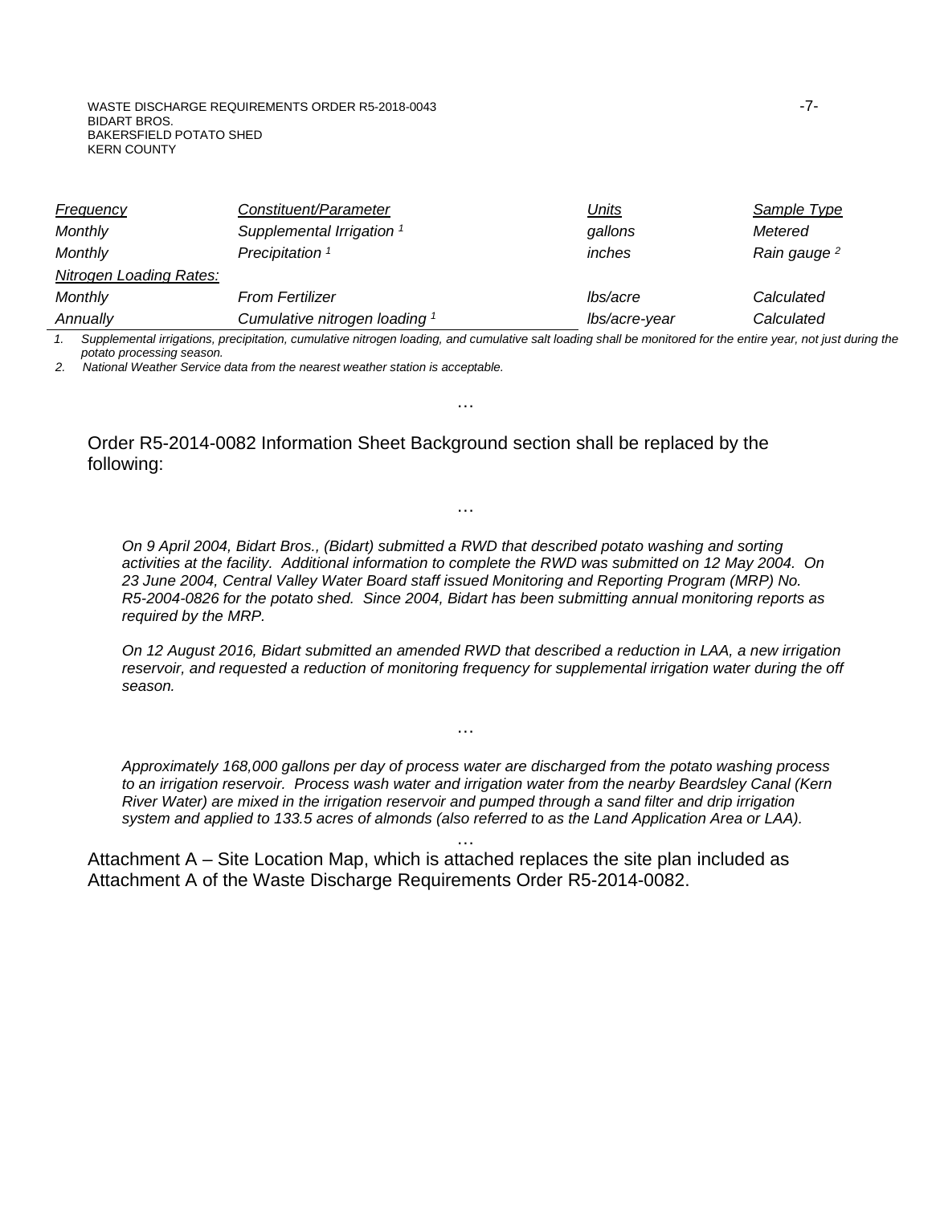| *Frequency* | *Constituent/Parameter* | *Units* | *Sample Type* |
|---|---|---|---|
| *Monthly* | *Supplemental Irrigation* [1] | *gallons* | *Metered* |
| *Monthly* | *Precipitation* [1] | *inches* | *Rain gauge* [2] |
| *Nitrogen Loading Rates:* | | | |
| *Monthly* | *From Fertilizer* | *lbs/acre* | *Calculated* |
| *Annually* | *Cumulative nitrogen loading* [1] | *lbs/acre-year* | *Calculated* |

1. *Supplemental irrigations, precipitation, cumulative nitrogen loading, and cumulative salt loading shall be monitored for the entire year, not just during the potato processing season.*
2. *National Weather Service data from the nearest weather station is acceptable.*

…

Order R5-2014-0082 Information Sheet Background section shall be replaced by the following:

…

*On 9 April 2004, Bidart Bros., (Bidart) submitted a RWD that described potato washing and sorting activities at the facility. Additional information to complete the RWD was submitted on 12 May 2004. On 23 June 2004, Central Valley Water Board staff issued Monitoring and Reporting Program (MRP) No. R5-2004-0826 for the potato shed. Since 2004, Bidart has been submitting annual monitoring reports as required by the MRP.*

*On 12 August 2016, Bidart submitted an amended RWD that described a reduction in LAA, a new irrigation reservoir, and requested a reduction of monitoring frequency for supplemental irrigation water during the off season.*

…

*Approximately 168,000 gallons per day of process water are discharged from the potato washing process to an irrigation reservoir. Process wash water and irrigation water from the nearby Beardsley Canal (Kern River Water) are mixed in the irrigation reservoir and pumped through a sand filter and drip irrigation system and applied to 133.5 acres of almonds (also referred to as the Land Application Area or LAA).*

…

Attachment A – Site Location Map, which is attached replaces the site plan included as Attachment A of the Waste Discharge Requirements Order R5-2014-0082.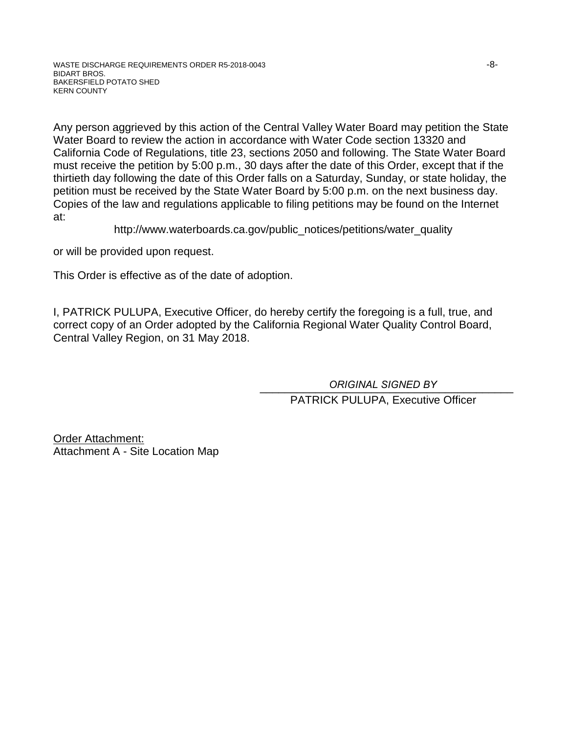Any person aggrieved by this action of the Central Valley Water Board may petition the State Water Board to review the action in accordance with Water Code section 13320 and California Code of Regulations, title 23, sections 2050 and following. The State Water Board must receive the petition by 5:00 p.m., 30 days after the date of this Order, except that if the thirtieth day following the date of this Order falls on a Saturday, Sunday, or state holiday, the petition must be received by the State Water Board by 5:00 p.m. on the next business day. Copies of the law and regulations applicable to filing petitions may be found on the Internet at:

http://www.waterboards.ca.gov/public_notices/petitions/water_quality

or will be provided upon request.

This Order is effective as of the date of adoption.

I, PATRICK PULUPA, Executive Officer, do hereby certify the foregoing is a full, true, and correct copy of an Order adopted by the California Regional Water Quality Control Board, Central Valley Region, on 31 May 2018.

*ORIGINAL SIGNED BY*

PATRICK PULUPA, Executive Officer

Order Attachment:
Attachment A - Site Location Map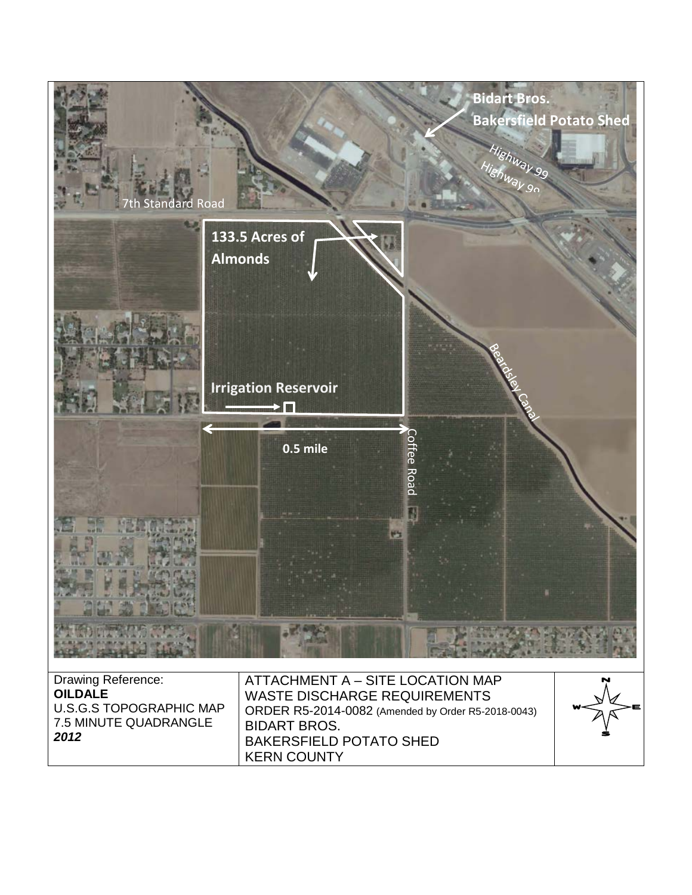Bidart Bros.
Bakersfield Potato Shed

Highway 99

Highway 99

7th Standard Road

133.5 Acres of Almonds

Beardsley Canal

Irrigation Reservoir

0.5 mile

Coffee Road

| | | |
|---|---|---|
| Drawing Reference: **OILDALE** U.S.G.S TOPOGRAPHIC MAP 7.5 MINUTE QUADRANGLE ***2012*** | ATTACHMENT A – SITE LOCATION MAP WASTE DISCHARGE REQUIREMENTS ORDER R5-2014-0082 (Amended by Order R5-2018-0043) BIDART BROS. BAKERSFIELD POTATO SHED KERN COUNTY | N W E S |